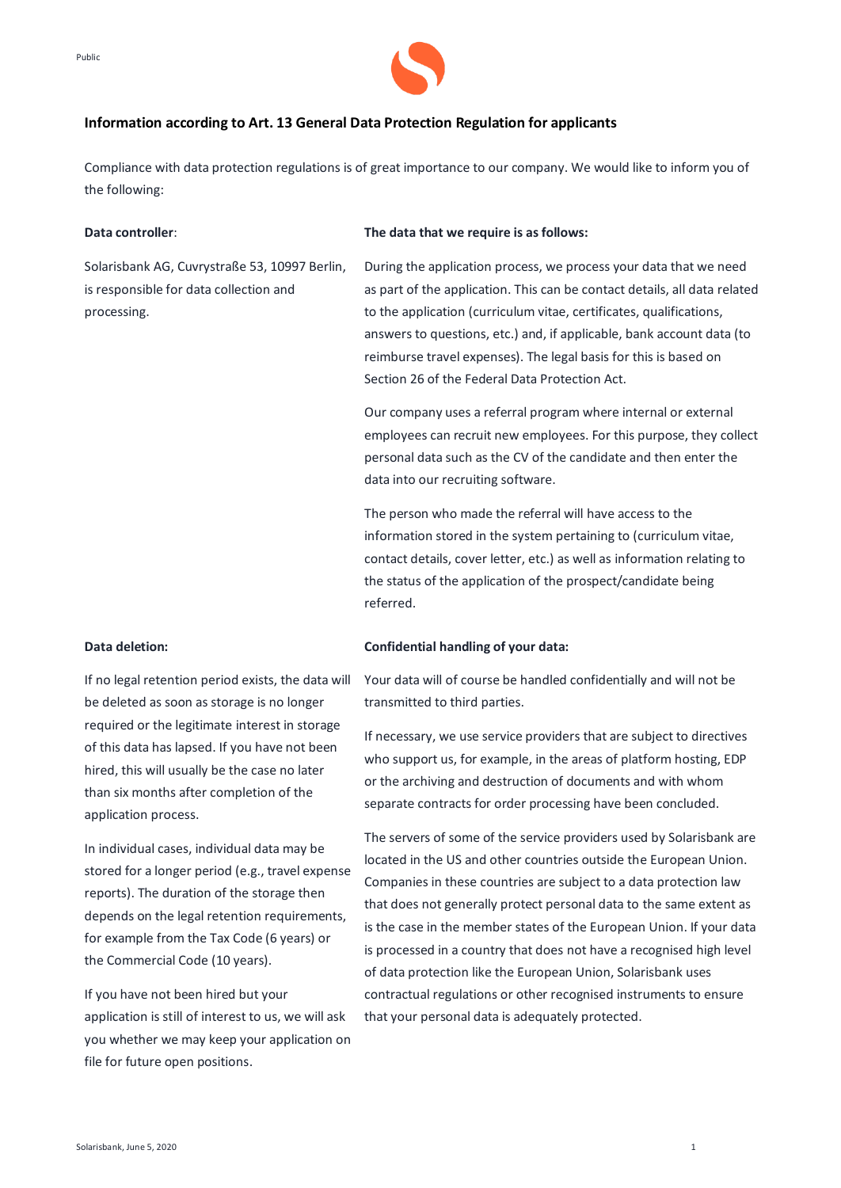## Information according to Art. 13 General Data Protection Regulation for applicants

Compliance with data protection regulations is of great importance to our company. We would like to inform you of the following:

**Data controller**:

Solarisbank AG, Cuvrystraße 53, 10997 Berlin, is responsible for data collection and processing.

**The data that we require is as follows:**

During the application process, we process your data that we need as part of the application. This can be contact details, all data related to the application (curriculum vitae, certificates, qualifications, answers to questions, etc.) and, if applicable, bank account data (to reimburse travel expenses). The legal basis for this is based on Section 26 of the Federal Data Protection Act.

Our company uses a referral program where internal or external employees can recruit new employees. For this purpose, they collect personal data such as the CV of the candidate and then enter the data into our recruiting software.

The person who made the referral will have access to the information stored in the system pertaining to (curriculum vitae, contact details, cover letter, etc.) as well as information relating to the status of the application of the prospect/candidate being referred.

**Data deletion:**

If no legal retention period exists, the data will be deleted as soon as storage is no longer required or the legitimate interest in storage of this data has lapsed. If you have not been hired, this will usually be the case no later than six months after completion of the application process.

In individual cases, individual data may be stored for a longer period (e.g., travel expense reports). The duration of the storage then depends on the legal retention requirements, for example from the Tax Code (6 years) or the Commercial Code (10 years).

If you have not been hired but your application is still of interest to us, we will ask you whether we may keep your application on file for future open positions.

**Confidential handling of your data:**

Your data will of course be handled confidentially and will not be transmitted to third parties.

If necessary, we use service providers that are subject to directives who support us, for example, in the areas of platform hosting, EDP or the archiving and destruction of documents and with whom separate contracts for order processing have been concluded.

The servers of some of the service providers used by Solarisbank are located in the US and other countries outside the European Union. Companies in these countries are subject to a data protection law that does not generally protect personal data to the same extent as is the case in the member states of the European Union. If your data is processed in a country that does not have a recognised high level of data protection like the European Union, Solarisbank uses contractual regulations or other recognised instruments to ensure that your personal data is adequately protected.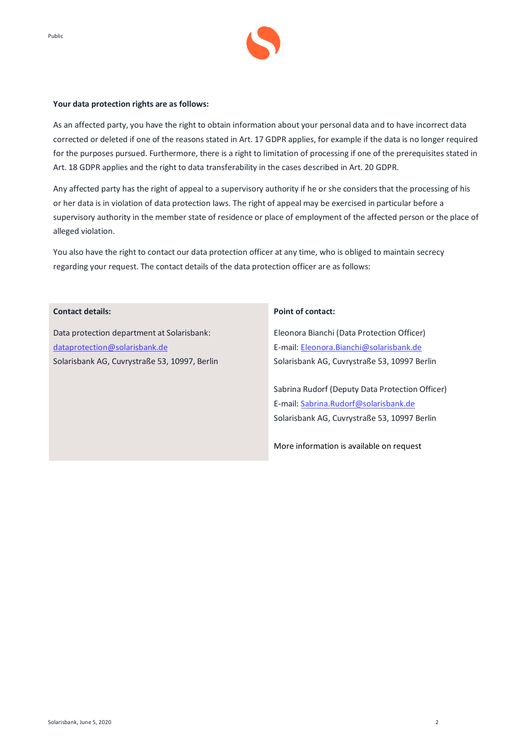**Your data protection rights are as follows:**

As an affected party, you have the right to obtain information about your personal data and to have incorrect data corrected or deleted if one of the reasons stated in Art. 17 GDPR applies, for example if the data is no longer required for the purposes pursued. Furthermore, there is a right to limitation of processing if one of the prerequisites stated in Art. 18 GDPR applies and the right to data transferability in the cases described in Art. 20 GDPR.

Any affected party has the right of appeal to a supervisory authority if he or she considers that the processing of his or her data is in violation of data protection laws. The right of appeal may be exercised in particular before a supervisory authority in the member state of residence or place of employment of the affected person or the place of alleged violation.

You also have the right to contact our data protection officer at any time, who is obliged to maintain secrecy regarding your request. The contact details of the data protection officer are as follows:

| **Contact details:** | **Point of contact:** |
| --- | --- |
| Data protection department at Solarisbank:<br>dataprotection@solarisbank.de<br>Solarisbank AG, Cuvrystraße 53, 10997, Berlin | Eleonora Bianchi (Data Protection Officer)<br>E-mail: Eleonora.Bianchi@solarisbank.de<br>Solarisbank AG, Cuvrystraße 53, 10997 Berlin<br><br>Sabrina Rudorf (Deputy Data Protection Officer)<br>E-mail: Sabrina.Rudorf@solarisbank.de<br>Solarisbank AG, Cuvrystraße 53, 10997 Berlin<br><br>More information is available on request |